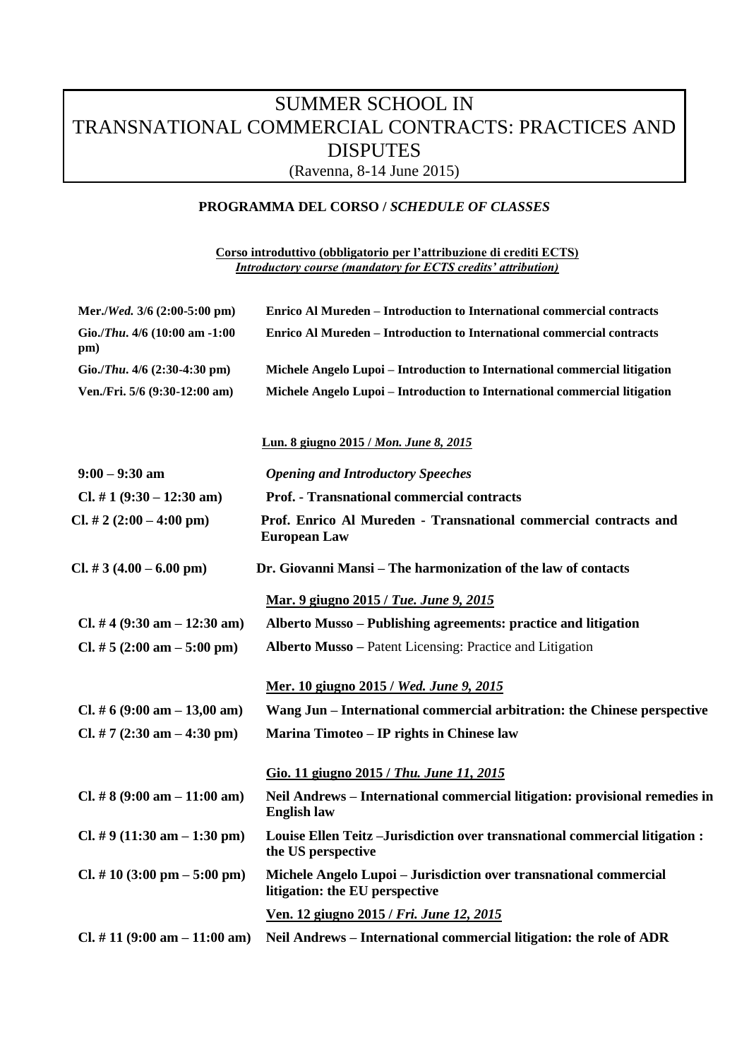# SUMMER SCHOOL IN TRANSNATIONAL COMMERCIAL CONTRACTS: PRACTICES AND DISPUTES

(Ravenna, 8-14 June 2015)

**PROGRAMMA DEL CORSO / *SCHEDULE OF CLASSES***

**Corso introduttivo (obbligatorio per l'attribuzione di crediti ECTS)**
***Introductory course (mandatory for ECTS credits' attribution)***

| | |
|---|---|
| **Mer./*Wed.* 3/6 (2:00-5:00 pm)** | **Enrico Al Mureden – Introduction to International commercial contracts** |
| **Gio./*Thu.* 4/6 (10:00 am -1:00 pm)** | **Enrico Al Mureden – Introduction to International commercial contracts** |
| **Gio./*Thu.* 4/6 (2:30-4:30 pm)** | **Michele Angelo Lupoi – Introduction to International commercial litigation** |
| **Ven./Fri. 5/6 (9:30-12:00 am)** | **Michele Angelo Lupoi – Introduction to International commercial litigation** |

**Lun. 8 giugno 2015 / *Mon. June 8, 2015***

| | |
|---|---|
| **9:00 – 9:30 am** | ***Opening and Introductory Speeches*** |
| **Cl. # 1 (9:30 – 12:30 am)** | **Prof. - Transnational commercial contracts** |
| **Cl. # 2 (2:00 – 4:00 pm)** | **Prof. Enrico Al Mureden - Transnational commercial contracts and European Law** |
| **Cl. # 3 (4.00 – 6.00 pm)** | **Dr. Giovanni Mansi – The harmonization of the law of contacts** |

**Mar. 9 giugno 2015 / *Tue. June 9, 2015***

| | |
|---|---|
| **Cl. # 4 (9:30 am – 12:30 am)** | **Alberto Musso – Publishing agreements: practice and litigation** |
| **Cl. # 5 (2:00 am – 5:00 pm)** | **Alberto Musso –** Patent Licensing: Practice and Litigation |

**Mer. 10 giugno 2015 / *Wed. June 9, 2015***

| | |
|---|---|
| **Cl. # 6 (9:00 am – 13,00 am)** | **Wang Jun – International commercial arbitration: the Chinese perspective** |
| **Cl. # 7 (2:30 am – 4:30 pm)** | **Marina Timoteo – IP rights in Chinese law** |

**Gio. 11 giugno 2015 / *Thu. June 11, 2015***

| | |
|---|---|
| **Cl. # 8 (9:00 am – 11:00 am)** | **Neil Andrews – International commercial litigation: provisional remedies in English law** |
| **Cl. # 9 (11:30 am – 1:30 pm)** | **Louise Ellen Teitz –Jurisdiction over transnational commercial litigation : the US perspective** |
| **Cl. # 10 (3:00 pm – 5:00 pm)** | **Michele Angelo Lupoi – Jurisdiction over transnational commercial litigation: the EU perspective** |

**Ven. 12 giugno 2015 / *Fri. June 12, 2015***

| | |
|---|---|
| **Cl. # 11 (9:00 am – 11:00 am)** | **Neil Andrews – International commercial litigation: the role of ADR** |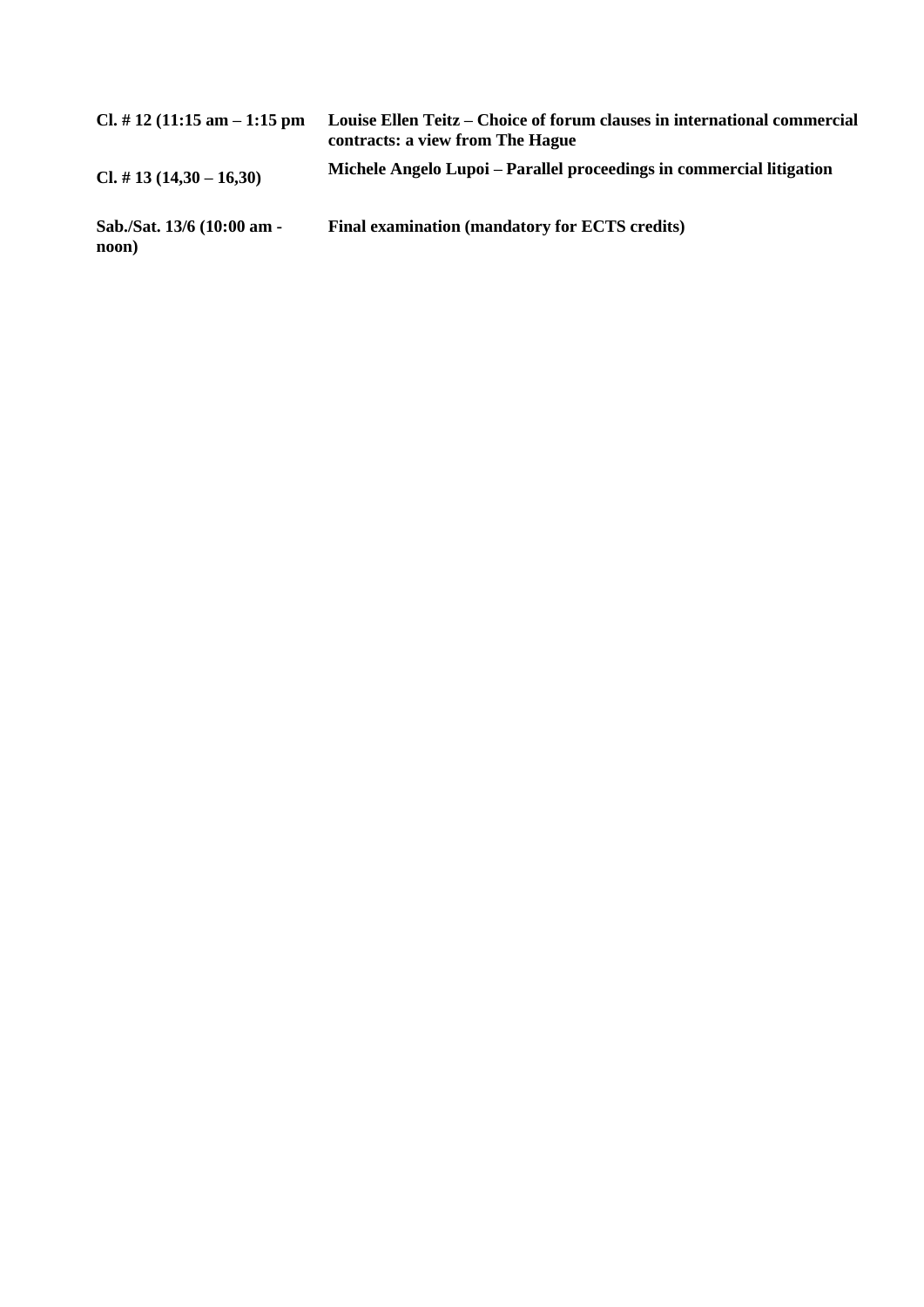| | |
|---|---|
| **Cl. # 12 (11:15 am – 1:15 pm** | **Louise Ellen Teitz – Choice of forum clauses in international commercial contracts: a view from The Hague** |
| **Cl. # 13 (14,30 – 16,30)** | **Michele Angelo Lupoi – Parallel proceedings in commercial litigation** |
| **Sab./Sat. 13/6 (10:00 am - noon)** | **Final examination (mandatory for ECTS credits)** |